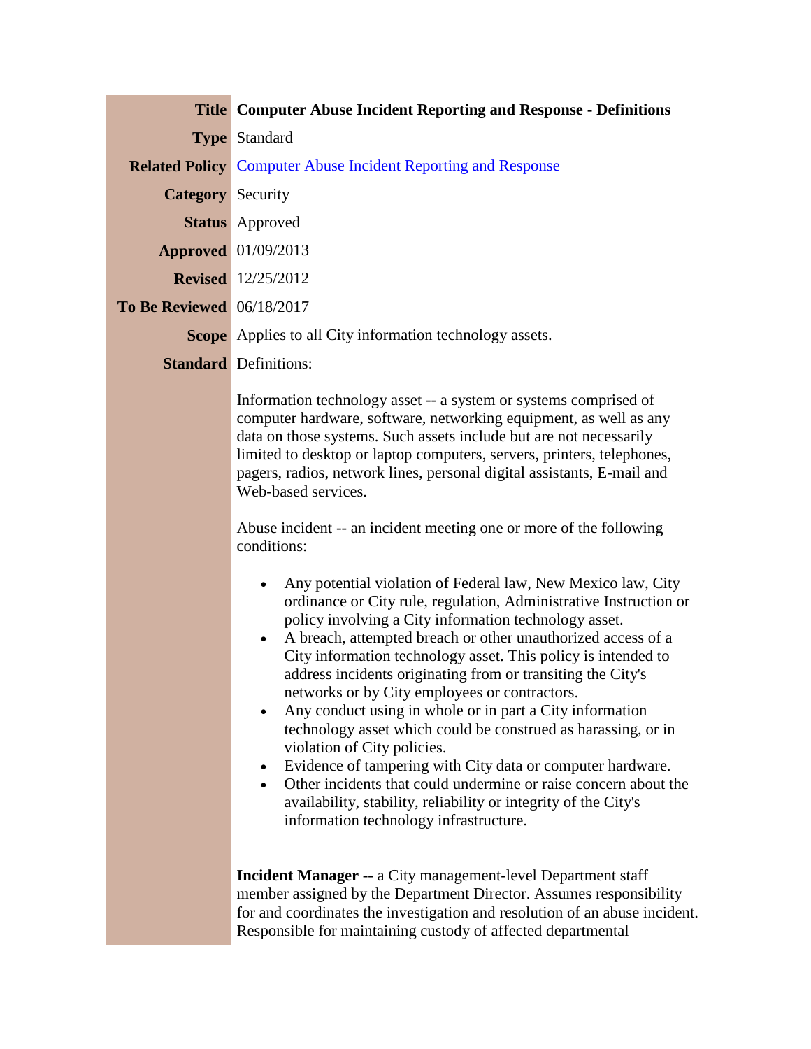| | |
|---|---|
| **Title** | **Computer Abuse Incident Reporting and Response - Definitions** |
| **Type** | Standard |
| **Related Policy** | Computer Abuse Incident Reporting and Response |
| **Category** | Security |
| **Status** | Approved |
| **Approved** | 01/09/2013 |
| **Revised** | 12/25/2012 |
| **To Be Reviewed** | 06/18/2017 |
| **Scope** | Applies to all City information technology assets. |
| **Standard** | Definitions: |

Information technology asset -- a system or systems comprised of computer hardware, software, networking equipment, as well as any data on those systems. Such assets include but are not necessarily limited to desktop or laptop computers, servers, printers, telephones, pagers, radios, network lines, personal digital assistants, E-mail and Web-based services.

Abuse incident -- an incident meeting one or more of the following conditions:

- Any potential violation of Federal law, New Mexico law, City ordinance or City rule, regulation, Administrative Instruction or policy involving a City information technology asset.
- A breach, attempted breach or other unauthorized access of a City information technology asset. This policy is intended to address incidents originating from or transiting the City's networks or by City employees or contractors.
- Any conduct using in whole or in part a City information technology asset which could be construed as harassing, or in violation of City policies.
- Evidence of tampering with City data or computer hardware.
- Other incidents that could undermine or raise concern about the availability, stability, reliability or integrity of the City's information technology infrastructure.

**Incident Manager** -- a City management-level Department staff member assigned by the Department Director. Assumes responsibility for and coordinates the investigation and resolution of an abuse incident. Responsible for maintaining custody of affected departmental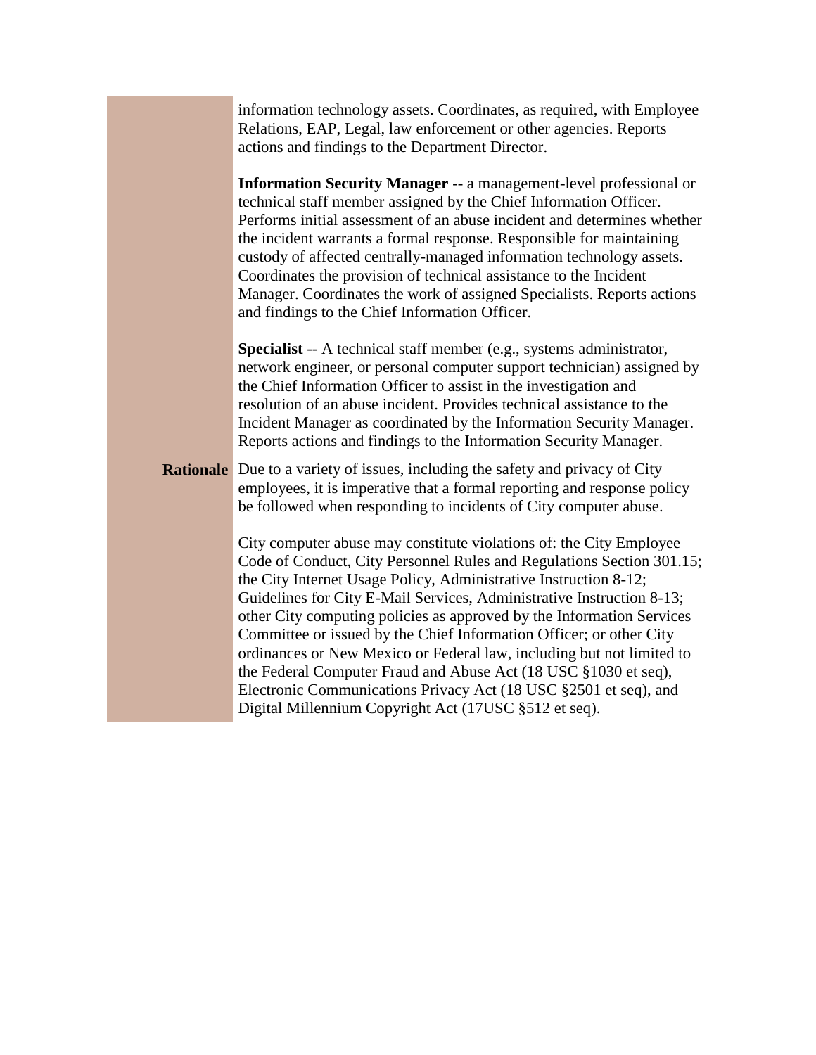information technology assets. Coordinates, as required, with Employee Relations, EAP, Legal, law enforcement or other agencies. Reports actions and findings to the Department Director.

**Information Security Manager** -- a management-level professional or technical staff member assigned by the Chief Information Officer. Performs initial assessment of an abuse incident and determines whether the incident warrants a formal response. Responsible for maintaining custody of affected centrally-managed information technology assets. Coordinates the provision of technical assistance to the Incident Manager. Coordinates the work of assigned Specialists. Reports actions and findings to the Chief Information Officer.

**Specialist** -- A technical staff member (e.g., systems administrator, network engineer, or personal computer support technician) assigned by the Chief Information Officer to assist in the investigation and resolution of an abuse incident. Provides technical assistance to the Incident Manager as coordinated by the Information Security Manager. Reports actions and findings to the Information Security Manager.

**Rationale**

Due to a variety of issues, including the safety and privacy of City employees, it is imperative that a formal reporting and response policy be followed when responding to incidents of City computer abuse.

City computer abuse may constitute violations of: the City Employee Code of Conduct, City Personnel Rules and Regulations Section 301.15; the City Internet Usage Policy, Administrative Instruction 8-12; Guidelines for City E-Mail Services, Administrative Instruction 8-13; other City computing policies as approved by the Information Services Committee or issued by the Chief Information Officer; or other City ordinances or New Mexico or Federal law, including but not limited to the Federal Computer Fraud and Abuse Act (18 USC §1030 et seq), Electronic Communications Privacy Act (18 USC §2501 et seq), and Digital Millennium Copyright Act (17USC §512 et seq).